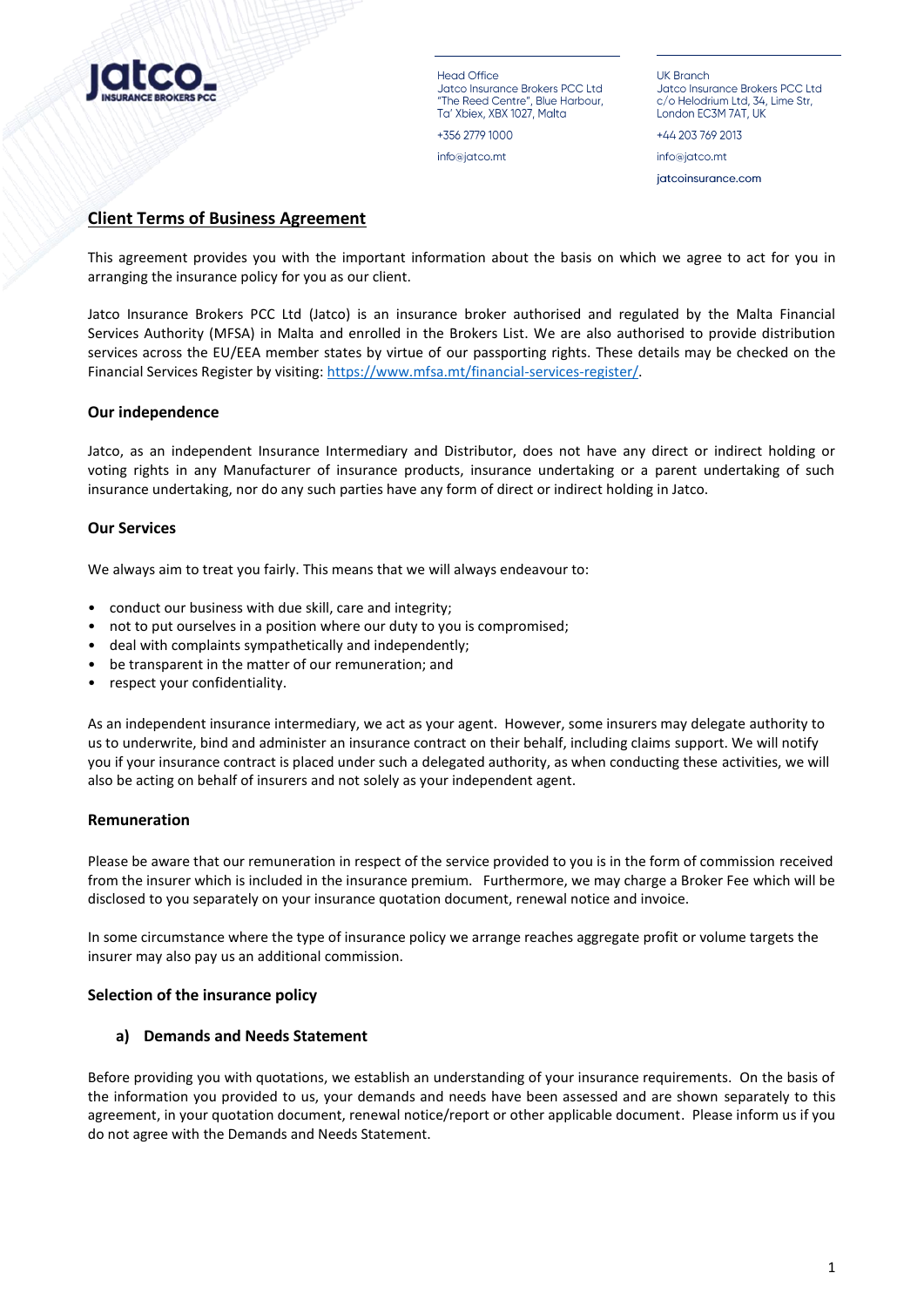Head Office
Jatco Insurance Brokers PCC Ltd
"The Reed Centre", Blue Harbour,
Ta' Xbiex, XBX 1027, Malta

+356 2779 1000

info@jatco.mt

UK Branch
Jatco Insurance Brokers PCC Ltd
c/o Helodrium Ltd, 34, Lime Str,
London EC3M 7AT, UK

+44 203 769 2013

info@jatco.mt

jatcoinsurance.com

# Client Terms of Business Agreement

This agreement provides you with the important information about the basis on which we agree to act for you in arranging the insurance policy for you as our client.

Jatco Insurance Brokers PCC Ltd (Jatco) is an insurance broker authorised and regulated by the Malta Financial Services Authority (MFSA) in Malta and enrolled in the Brokers List. We are also authorised to provide distribution services across the EU/EEA member states by virtue of our passporting rights. These details may be checked on the Financial Services Register by visiting: [https://www.mfsa.mt/financial-services-register/](https://www.mfsa.mt/financial-services-register/).

## Our independence

Jatco, as an independent Insurance Intermediary and Distributor, does not have any direct or indirect holding or voting rights in any Manufacturer of insurance products, insurance undertaking or a parent undertaking of such insurance undertaking, nor do any such parties have any form of direct or indirect holding in Jatco.

## Our Services

We always aim to treat you fairly. This means that we will always endeavour to:

- conduct our business with due skill, care and integrity;
- not to put ourselves in a position where our duty to you is compromised;
- deal with complaints sympathetically and independently;
- be transparent in the matter of our remuneration; and
- respect your confidentiality.

As an independent insurance intermediary, we act as your agent. However, some insurers may delegate authority to us to underwrite, bind and administer an insurance contract on their behalf, including claims support. We will notify you if your insurance contract is placed under such a delegated authority, as when conducting these activities, we will also be acting on behalf of insurers and not solely as your independent agent.

## Remuneration

Please be aware that our remuneration in respect of the service provided to you is in the form of commission received from the insurer which is included in the insurance premium. Furthermore, we may charge a Broker Fee which will be disclosed to you separately on your insurance quotation document, renewal notice and invoice.

In some circumstance where the type of insurance policy we arrange reaches aggregate profit or volume targets the insurer may also pay us an additional commission.

## Selection of the insurance policy

### a) Demands and Needs Statement

Before providing you with quotations, we establish an understanding of your insurance requirements. On the basis of the information you provided to us, your demands and needs have been assessed and are shown separately to this agreement, in your quotation document, renewal notice/report or other applicable document. Please inform us if you do not agree with the Demands and Needs Statement.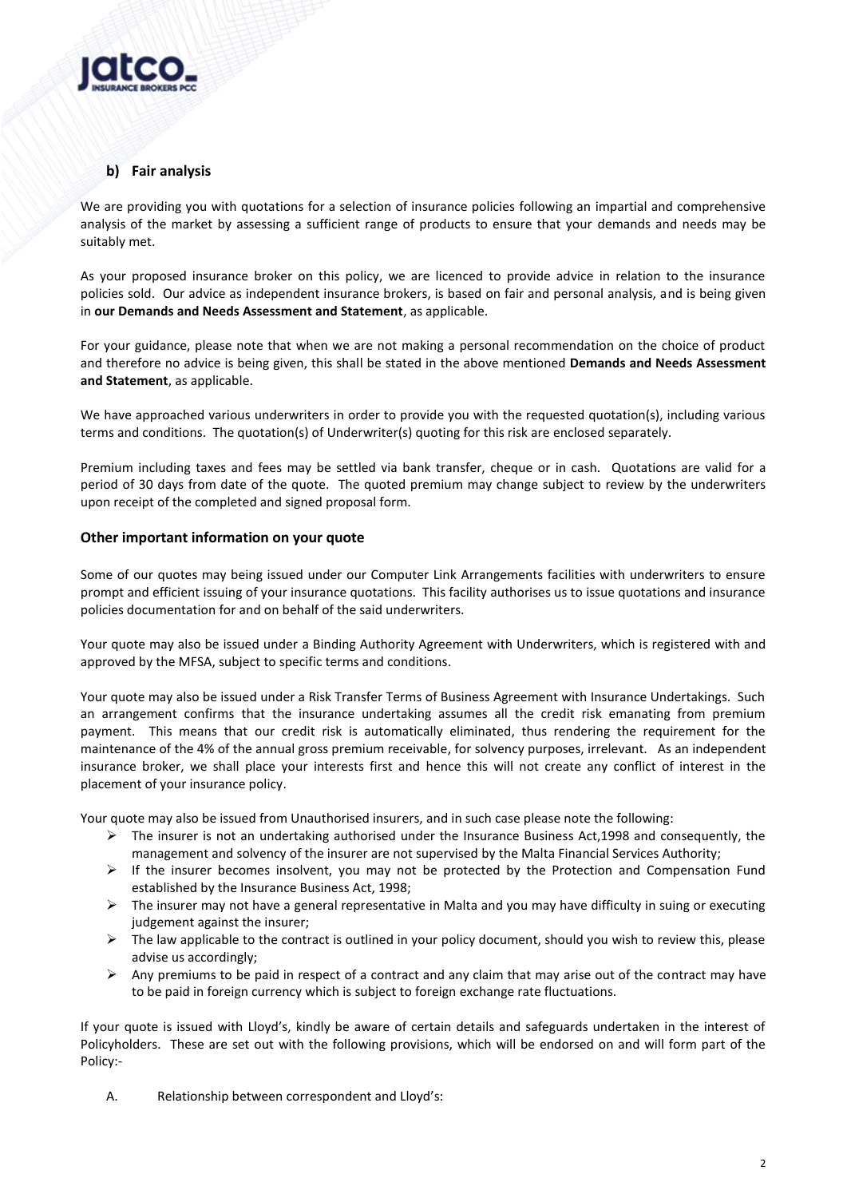### b) Fair analysis

We are providing you with quotations for a selection of insurance policies following an impartial and comprehensive analysis of the market by assessing a sufficient range of products to ensure that your demands and needs may be suitably met.

As your proposed insurance broker on this policy, we are licenced to provide advice in relation to the insurance policies sold. Our advice as independent insurance brokers, is based on fair and personal analysis, and is being given in **our Demands and Needs Assessment and Statement**, as applicable.

For your guidance, please note that when we are not making a personal recommendation on the choice of product and therefore no advice is being given, this shall be stated in the above mentioned **Demands and Needs Assessment and Statement**, as applicable.

We have approached various underwriters in order to provide you with the requested quotation(s), including various terms and conditions. The quotation(s) of Underwriter(s) quoting for this risk are enclosed separately.

Premium including taxes and fees may be settled via bank transfer, cheque or in cash. Quotations are valid for a period of 30 days from date of the quote. The quoted premium may change subject to review by the underwriters upon receipt of the completed and signed proposal form.

### Other important information on your quote

Some of our quotes may being issued under our Computer Link Arrangements facilities with underwriters to ensure prompt and efficient issuing of your insurance quotations. This facility authorises us to issue quotations and insurance policies documentation for and on behalf of the said underwriters.

Your quote may also be issued under a Binding Authority Agreement with Underwriters, which is registered with and approved by the MFSA, subject to specific terms and conditions.

Your quote may also be issued under a Risk Transfer Terms of Business Agreement with Insurance Undertakings. Such an arrangement confirms that the insurance undertaking assumes all the credit risk emanating from premium payment. This means that our credit risk is automatically eliminated, thus rendering the requirement for the maintenance of the 4% of the annual gross premium receivable, for solvency purposes, irrelevant. As an independent insurance broker, we shall place your interests first and hence this will not create any conflict of interest in the placement of your insurance policy.

Your quote may also be issued from Unauthorised insurers, and in such case please note the following:

- The insurer is not an undertaking authorised under the Insurance Business Act,1998 and consequently, the management and solvency of the insurer are not supervised by the Malta Financial Services Authority;
- If the insurer becomes insolvent, you may not be protected by the Protection and Compensation Fund established by the Insurance Business Act, 1998;
- The insurer may not have a general representative in Malta and you may have difficulty in suing or executing judgement against the insurer;
- The law applicable to the contract is outlined in your policy document, should you wish to review this, please advise us accordingly;
- Any premiums to be paid in respect of a contract and any claim that may arise out of the contract may have to be paid in foreign currency which is subject to foreign exchange rate fluctuations.

If your quote is issued with Lloyd's, kindly be aware of certain details and safeguards undertaken in the interest of Policyholders. These are set out with the following provisions, which will be endorsed on and will form part of the Policy:-

A. Relationship between correspondent and Lloyd's: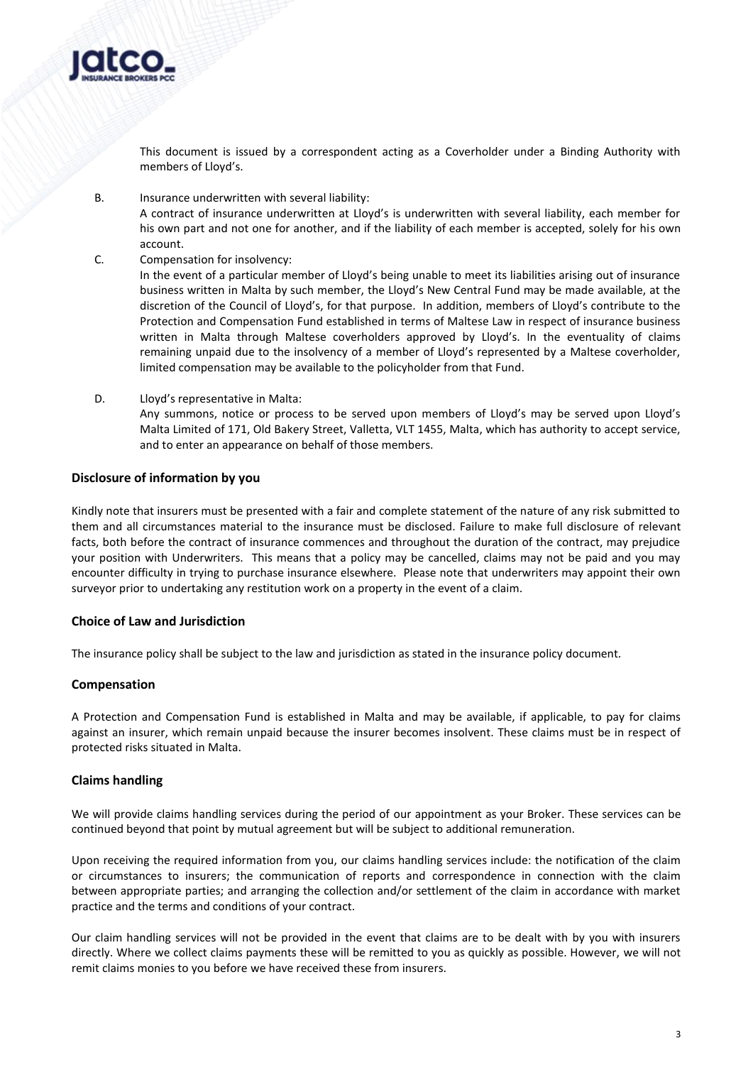This document is issued by a correspondent acting as a Coverholder under a Binding Authority with members of Lloyd's.

B. Insurance underwritten with several liability:
A contract of insurance underwritten at Lloyd's is underwritten with several liability, each member for his own part and not one for another, and if the liability of each member is accepted, solely for his own account.

C. Compensation for insolvency:
In the event of a particular member of Lloyd's being unable to meet its liabilities arising out of insurance business written in Malta by such member, the Lloyd's New Central Fund may be made available, at the discretion of the Council of Lloyd's, for that purpose. In addition, members of Lloyd's contribute to the Protection and Compensation Fund established in terms of Maltese Law in respect of insurance business written in Malta through Maltese coverholders approved by Lloyd's. In the eventuality of claims remaining unpaid due to the insolvency of a member of Lloyd's represented by a Maltese coverholder, limited compensation may be available to the policyholder from that Fund.

D. Lloyd's representative in Malta:
Any summons, notice or process to be served upon members of Lloyd's may be served upon Lloyd's Malta Limited of 171, Old Bakery Street, Valletta, VLT 1455, Malta, which has authority to accept service, and to enter an appearance on behalf of those members.

## Disclosure of information by you

Kindly note that insurers must be presented with a fair and complete statement of the nature of any risk submitted to them and all circumstances material to the insurance must be disclosed. Failure to make full disclosure of relevant facts, both before the contract of insurance commences and throughout the duration of the contract, may prejudice your position with Underwriters. This means that a policy may be cancelled, claims may not be paid and you may encounter difficulty in trying to purchase insurance elsewhere. Please note that underwriters may appoint their own surveyor prior to undertaking any restitution work on a property in the event of a claim.

## Choice of Law and Jurisdiction

The insurance policy shall be subject to the law and jurisdiction as stated in the insurance policy document.

## Compensation

A Protection and Compensation Fund is established in Malta and may be available, if applicable, to pay for claims against an insurer, which remain unpaid because the insurer becomes insolvent. These claims must be in respect of protected risks situated in Malta.

## Claims handling

We will provide claims handling services during the period of our appointment as your Broker. These services can be continued beyond that point by mutual agreement but will be subject to additional remuneration.

Upon receiving the required information from you, our claims handling services include: the notification of the claim or circumstances to insurers; the communication of reports and correspondence in connection with the claim between appropriate parties; and arranging the collection and/or settlement of the claim in accordance with market practice and the terms and conditions of your contract.

Our claim handling services will not be provided in the event that claims are to be dealt with by you with insurers directly. Where we collect claims payments these will be remitted to you as quickly as possible. However, we will not remit claims monies to you before we have received these from insurers.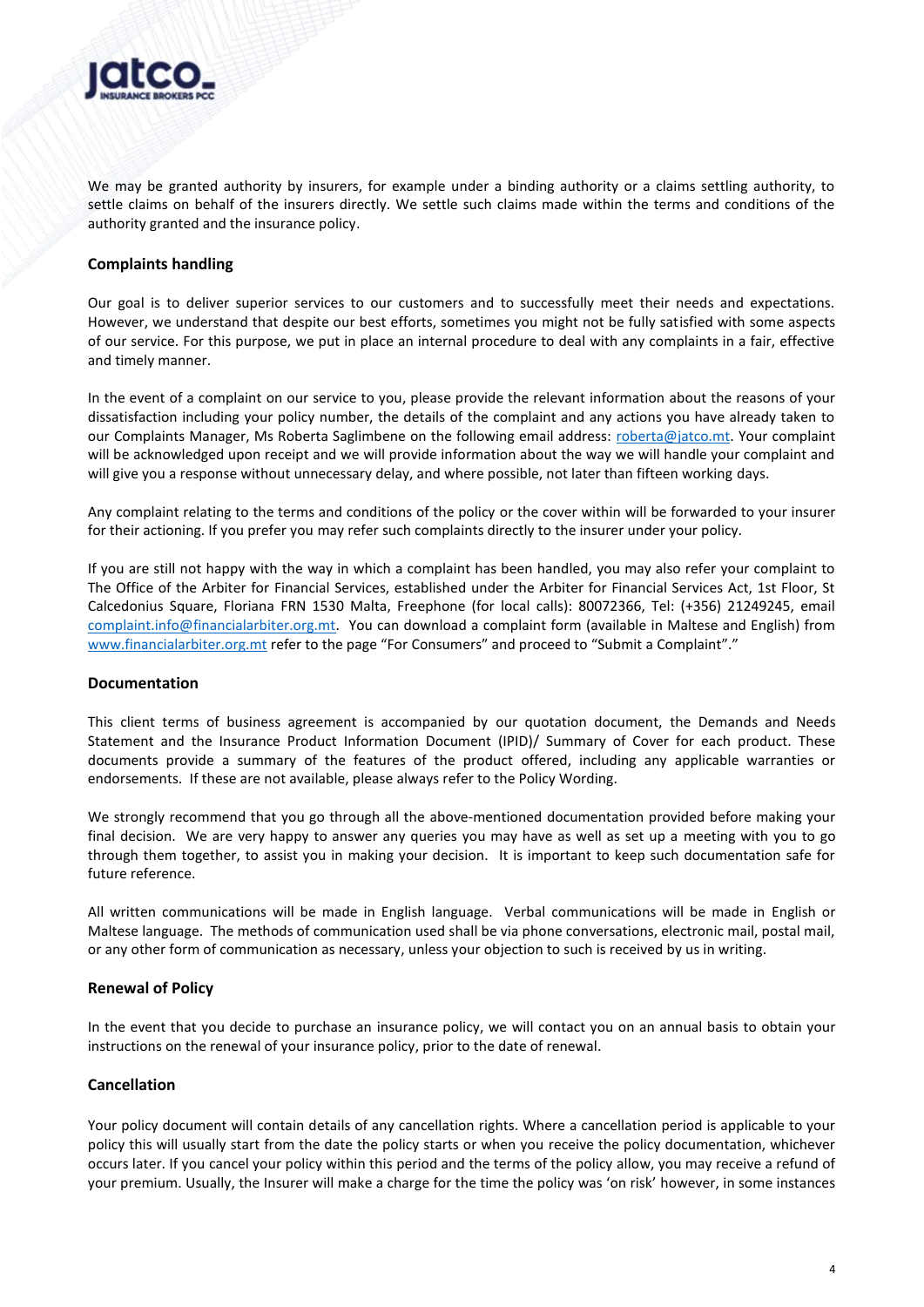We may be granted authority by insurers, for example under a binding authority or a claims settling authority, to settle claims on behalf of the insurers directly. We settle such claims made within the terms and conditions of the authority granted and the insurance policy.

### Complaints handling

Our goal is to deliver superior services to our customers and to successfully meet their needs and expectations. However, we understand that despite our best efforts, sometimes you might not be fully satisfied with some aspects of our service. For this purpose, we put in place an internal procedure to deal with any complaints in a fair, effective and timely manner.

In the event of a complaint on our service to you, please provide the relevant information about the reasons of your dissatisfaction including your policy number, the details of the complaint and any actions you have already taken to our Complaints Manager, Ms Roberta Saglimbene on the following email address: roberta@jatco.mt. Your complaint will be acknowledged upon receipt and we will provide information about the way we will handle your complaint and will give you a response without unnecessary delay, and where possible, not later than fifteen working days.

Any complaint relating to the terms and conditions of the policy or the cover within will be forwarded to your insurer for their actioning. If you prefer you may refer such complaints directly to the insurer under your policy.

If you are still not happy with the way in which a complaint has been handled, you may also refer your complaint to The Office of the Arbiter for Financial Services, established under the Arbiter for Financial Services Act, 1st Floor, St Calcedonius Square, Floriana FRN 1530 Malta, Freephone (for local calls): 80072366, Tel: (+356) 21249245, email complaint.info@financialarbiter.org.mt. You can download a complaint form (available in Maltese and English) from www.financialarbiter.org.mt refer to the page "For Consumers" and proceed to "Submit a Complaint"."

### Documentation

This client terms of business agreement is accompanied by our quotation document, the Demands and Needs Statement and the Insurance Product Information Document (IPID)/ Summary of Cover for each product. These documents provide a summary of the features of the product offered, including any applicable warranties or endorsements. If these are not available, please always refer to the Policy Wording.

We strongly recommend that you go through all the above-mentioned documentation provided before making your final decision. We are very happy to answer any queries you may have as well as set up a meeting with you to go through them together, to assist you in making your decision. It is important to keep such documentation safe for future reference.

All written communications will be made in English language. Verbal communications will be made in English or Maltese language. The methods of communication used shall be via phone conversations, electronic mail, postal mail, or any other form of communication as necessary, unless your objection to such is received by us in writing.

### Renewal of Policy

In the event that you decide to purchase an insurance policy, we will contact you on an annual basis to obtain your instructions on the renewal of your insurance policy, prior to the date of renewal.

### Cancellation

Your policy document will contain details of any cancellation rights. Where a cancellation period is applicable to your policy this will usually start from the date the policy starts or when you receive the policy documentation, whichever occurs later. If you cancel your policy within this period and the terms of the policy allow, you may receive a refund of your premium. Usually, the Insurer will make a charge for the time the policy was 'on risk' however, in some instances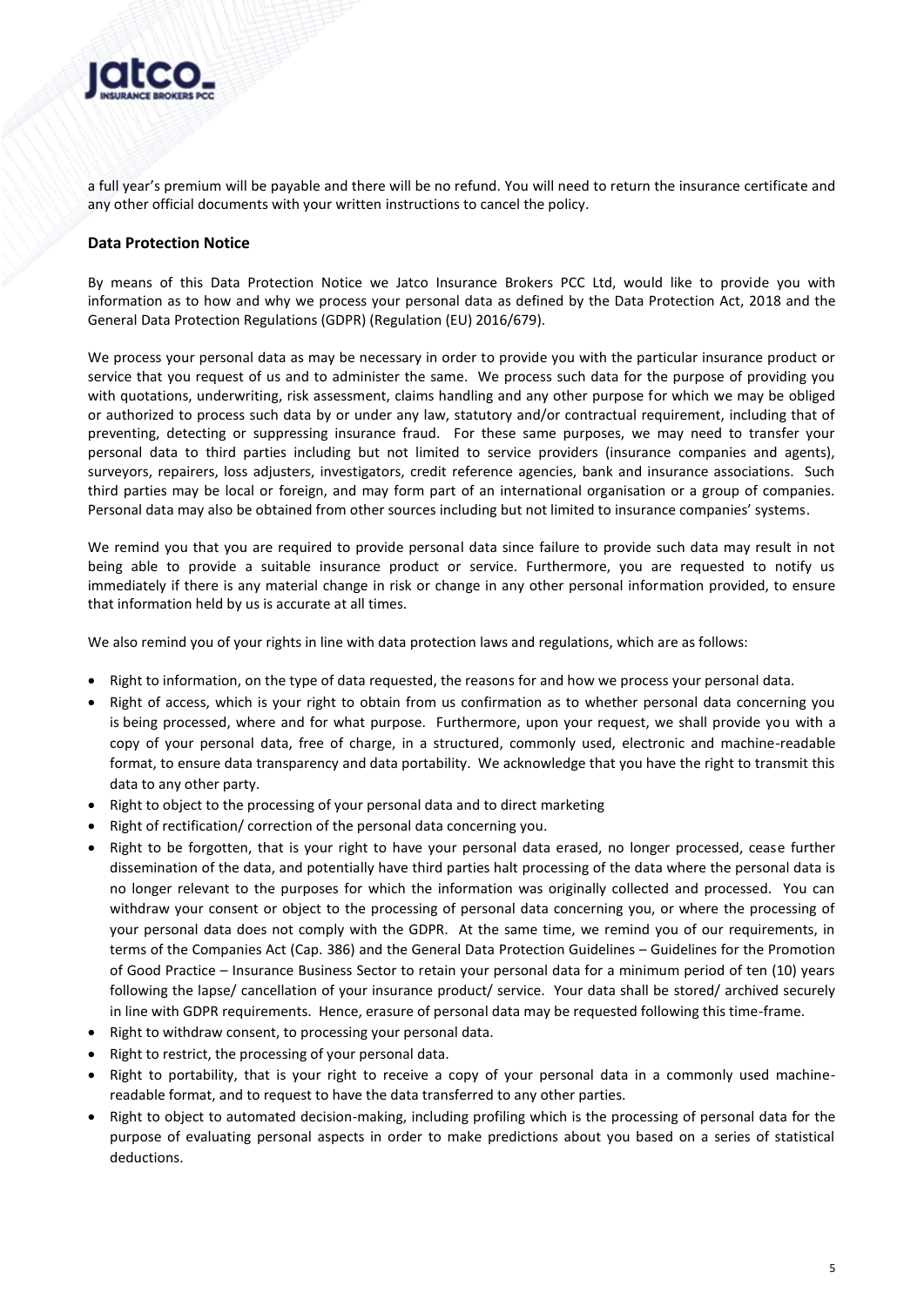a full year's premium will be payable and there will be no refund. You will need to return the insurance certificate and any other official documents with your written instructions to cancel the policy.

### Data Protection Notice

By means of this Data Protection Notice we Jatco Insurance Brokers PCC Ltd, would like to provide you with information as to how and why we process your personal data as defined by the Data Protection Act, 2018 and the General Data Protection Regulations (GDPR) (Regulation (EU) 2016/679).

We process your personal data as may be necessary in order to provide you with the particular insurance product or service that you request of us and to administer the same. We process such data for the purpose of providing you with quotations, underwriting, risk assessment, claims handling and any other purpose for which we may be obliged or authorized to process such data by or under any law, statutory and/or contractual requirement, including that of preventing, detecting or suppressing insurance fraud. For these same purposes, we may need to transfer your personal data to third parties including but not limited to service providers (insurance companies and agents), surveyors, repairers, loss adjusters, investigators, credit reference agencies, bank and insurance associations. Such third parties may be local or foreign, and may form part of an international organisation or a group of companies. Personal data may also be obtained from other sources including but not limited to insurance companies' systems.

We remind you that you are required to provide personal data since failure to provide such data may result in not being able to provide a suitable insurance product or service. Furthermore, you are requested to notify us immediately if there is any material change in risk or change in any other personal information provided, to ensure that information held by us is accurate at all times.

We also remind you of your rights in line with data protection laws and regulations, which are as follows:

- Right to information, on the type of data requested, the reasons for and how we process your personal data.
- Right of access, which is your right to obtain from us confirmation as to whether personal data concerning you is being processed, where and for what purpose. Furthermore, upon your request, we shall provide you with a copy of your personal data, free of charge, in a structured, commonly used, electronic and machine-readable format, to ensure data transparency and data portability. We acknowledge that you have the right to transmit this data to any other party.
- Right to object to the processing of your personal data and to direct marketing
- Right of rectification/ correction of the personal data concerning you.
- Right to be forgotten, that is your right to have your personal data erased, no longer processed, cease further dissemination of the data, and potentially have third parties halt processing of the data where the personal data is no longer relevant to the purposes for which the information was originally collected and processed. You can withdraw your consent or object to the processing of personal data concerning you, or where the processing of your personal data does not comply with the GDPR. At the same time, we remind you of our requirements, in terms of the Companies Act (Cap. 386) and the General Data Protection Guidelines – Guidelines for the Promotion of Good Practice – Insurance Business Sector to retain your personal data for a minimum period of ten (10) years following the lapse/ cancellation of your insurance product/ service. Your data shall be stored/ archived securely in line with GDPR requirements. Hence, erasure of personal data may be requested following this time-frame.
- Right to withdraw consent, to processing your personal data.
- Right to restrict, the processing of your personal data.
- Right to portability, that is your right to receive a copy of your personal data in a commonly used machine-readable format, and to request to have the data transferred to any other parties.
- Right to object to automated decision-making, including profiling which is the processing of personal data for the purpose of evaluating personal aspects in order to make predictions about you based on a series of statistical deductions.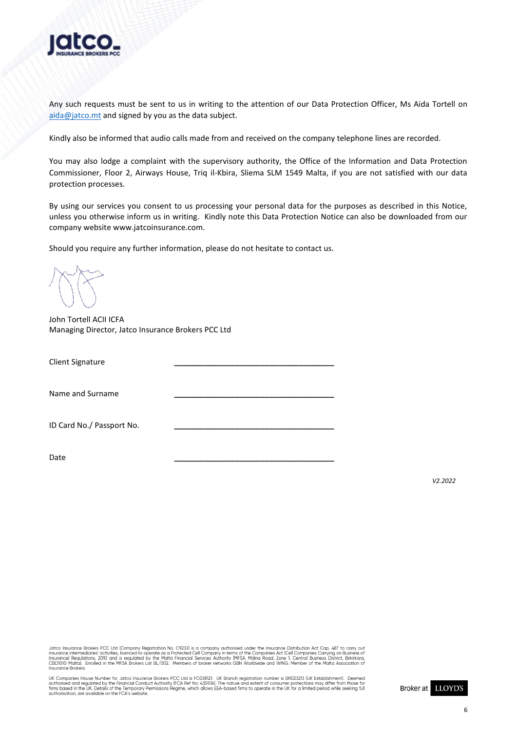Any such requests must be sent to us in writing to the attention of our Data Protection Officer, Ms Aida Tortell on aida@jatco.mt and signed by you as the data subject.

Kindly also be informed that audio calls made from and received on the company telephone lines are recorded.

You may also lodge a complaint with the supervisory authority, the Office of the Information and Data Protection Commissioner, Floor 2, Airways House, Triq il-Kbira, Sliema SLM 1549 Malta, if you are not satisfied with our data protection processes.

By using our services you consent to us processing your personal data for the purposes as described in this Notice, unless you otherwise inform us in writing. Kindly note this Data Protection Notice can also be downloaded from our company website www.jatcoinsurance.com.

Should you require any further information, please do not hesitate to contact us.

John Tortell ACII ICFA
Managing Director, Jatco Insurance Brokers PCC Ltd

Client Signature ___________________________________

Name and Surname ___________________________________

ID Card No./ Passport No. ___________________________________

Date ___________________________________

*V2.2022*

Jatco Insurance Brokers PCC Ltd (Company Registration No. C9233) is a company authorised under the Insurance Distribution Act Cap. 487 to carry out insurance intermediaries' activities, licenced to operate as a Protected Cell Company in terms of the Companies Act (Cell Companies Carrying on Business of Insurance) Regulations, 2010 and is regulated by the Malta Financial Services Authority (MFSA, Mdina Road, Zone 1, Central Business District, Birkirkara, CBD1010 Malta). Enrolled in the MFSA Brokers List BL/002. Members of broker networks GBN Worldwide and WING. Member of the Malta Association of Insurance Brokers.

UK Companies House Number for Jatco Insurance Brokers PCC Ltd is FC038121. UK Branch registration number is BR023213 (UK Establishment). Deemed authorised and regulated by the Financial Conduct Authority (FCA Ref No: 435936). The nature and extent of consumer protections may differ from those for firms based in the UK. Details of the Temporary Permissions Regime, which allows EEA-based firms to operate in the UK for a limited period while seeking full authorisation, are available on the FCA's website.

Broker at LLOYD'S